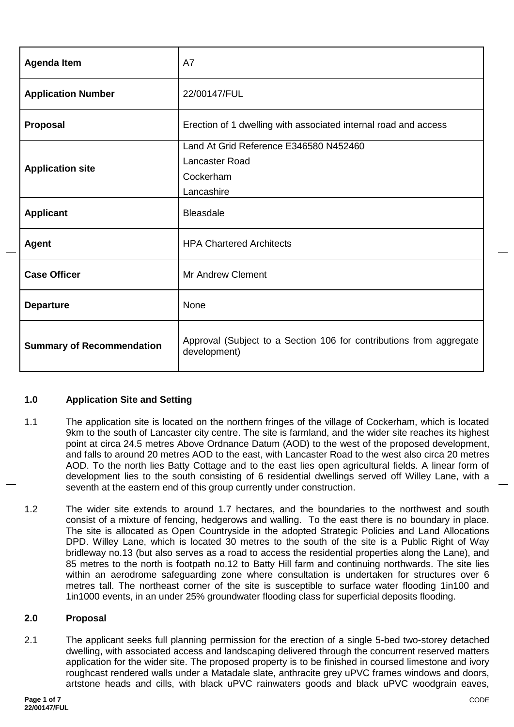| | |
|---|---|
| **Agenda Item** | A7 |
| **Application Number** | 22/00147/FUL |
| **Proposal** | Erection of 1 dwelling with associated internal road and access |
| **Application site** | Land At Grid Reference E346580 N452460<br>Lancaster Road<br>Cockerham<br>Lancashire |
| **Applicant** | Bleasdale |
| **Agent** | HPA Chartered Architects |
| **Case Officer** | Mr Andrew Clement |
| **Departure** | None |
| **Summary of Recommendation** | Approval (Subject to a Section 106 for contributions from aggregate development) |

## 1.0 Application Site and Setting

1.1 The application site is located on the northern fringes of the village of Cockerham, which is located 9km to the south of Lancaster city centre. The site is farmland, and the wider site reaches its highest point at circa 24.5 metres Above Ordnance Datum (AOD) to the west of the proposed development, and falls to around 20 metres AOD to the east, with Lancaster Road to the west also circa 20 metres AOD. To the north lies Batty Cottage and to the east lies open agricultural fields. A linear form of development lies to the south consisting of 6 residential dwellings served off Willey Lane, with a seventh at the eastern end of this group currently under construction.

1.2 The wider site extends to around 1.7 hectares, and the boundaries to the northwest and south consist of a mixture of fencing, hedgerows and walling. To the east there is no boundary in place. The site is allocated as Open Countryside in the adopted Strategic Policies and Land Allocations DPD. Willey Lane, which is located 30 metres to the south of the site is a Public Right of Way bridleway no.13 (but also serves as a road to access the residential properties along the Lane), and 85 metres to the north is footpath no.12 to Batty Hill farm and continuing northwards. The site lies within an aerodrome safeguarding zone where consultation is undertaken for structures over 6 metres tall. The northeast corner of the site is susceptible to surface water flooding 1in100 and 1in1000 events, in an under 25% groundwater flooding class for superficial deposits flooding.

## 2.0 Proposal

2.1 The applicant seeks full planning permission for the erection of a single 5-bed two-storey detached dwelling, with associated access and landscaping delivered through the concurrent reserved matters application for the wider site. The proposed property is to be finished in coursed limestone and ivory roughcast rendered walls under a Matadale slate, anthracite grey uPVC frames windows and doors, artstone heads and cills, with black uPVC rainwaters goods and black uPVC woodgrain eaves,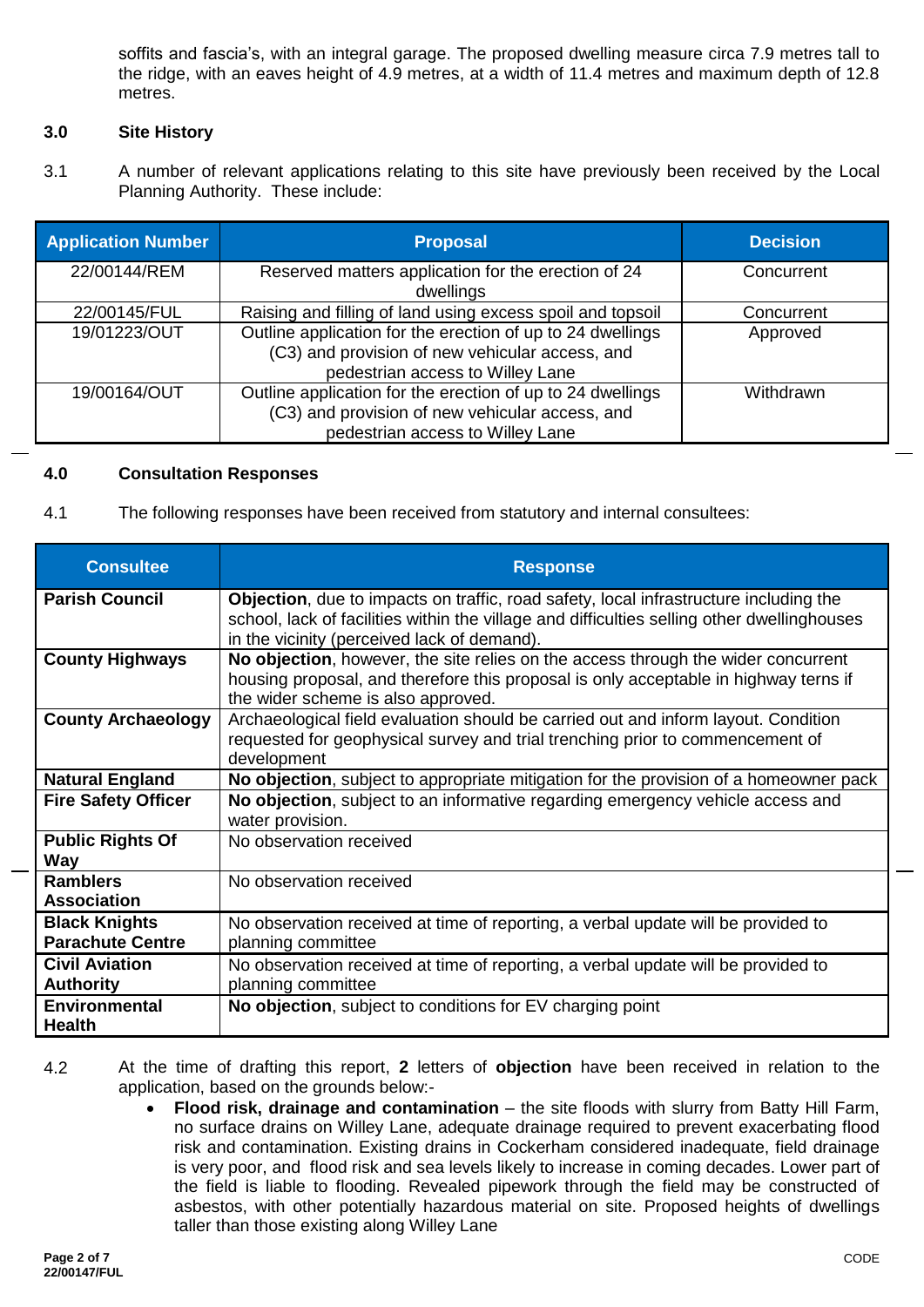soffits and fascia's, with an integral garage. The proposed dwelling measure circa 7.9 metres tall to the ridge, with an eaves height of 4.9 metres, at a width of 11.4 metres and maximum depth of 12.8 metres.

## 3.0 Site History

3.1 A number of relevant applications relating to this site have previously been received by the Local Planning Authority. These include:

| Application Number | Proposal | Decision |
|---|---|---|
| 22/00144/REM | Reserved matters application for the erection of 24 dwellings | Concurrent |
| 22/00145/FUL | Raising and filling of land using excess spoil and topsoil | Concurrent |
| 19/01223/OUT | Outline application for the erection of up to 24 dwellings (C3) and provision of new vehicular access, and pedestrian access to Willey Lane | Approved |
| 19/00164/OUT | Outline application for the erection of up to 24 dwellings (C3) and provision of new vehicular access, and pedestrian access to Willey Lane | Withdrawn |

## 4.0 Consultation Responses

4.1 The following responses have been received from statutory and internal consultees:

| Consultee | Response |
|---|---|
| **Parish Council** | **Objection**, due to impacts on traffic, road safety, local infrastructure including the school, lack of facilities within the village and difficulties selling other dwellinghouses in the vicinity (perceived lack of demand). |
| **County Highways** | **No objection**, however, the site relies on the access through the wider concurrent housing proposal, and therefore this proposal is only acceptable in highway terns if the wider scheme is also approved. |
| **County Archaeology** | Archaeological field evaluation should be carried out and inform layout. Condition requested for geophysical survey and trial trenching prior to commencement of development |
| **Natural England** | **No objection**, subject to appropriate mitigation for the provision of a homeowner pack |
| **Fire Safety Officer** | **No objection**, subject to an informative regarding emergency vehicle access and water provision. |
| **Public Rights Of Way** | No observation received |
| **Ramblers Association** | No observation received |
| **Black Knights Parachute Centre** | No observation received at time of reporting, a verbal update will be provided to planning committee |
| **Civil Aviation Authority** | No observation received at time of reporting, a verbal update will be provided to planning committee |
| **Environmental Health** | **No objection**, subject to conditions for EV charging point |

4.2 At the time of drafting this report, **2** letters of **objection** have been received in relation to the application, based on the grounds below:-

- **Flood risk, drainage and contamination** – the site floods with slurry from Batty Hill Farm, no surface drains on Willey Lane, adequate drainage required to prevent exacerbating flood risk and contamination. Existing drains in Cockerham considered inadequate, field drainage is very poor, and flood risk and sea levels likely to increase in coming decades. Lower part of the field is liable to flooding. Revealed pipework through the field may be constructed of asbestos, with other potentially hazardous material on site. Proposed heights of dwellings taller than those existing along Willey Lane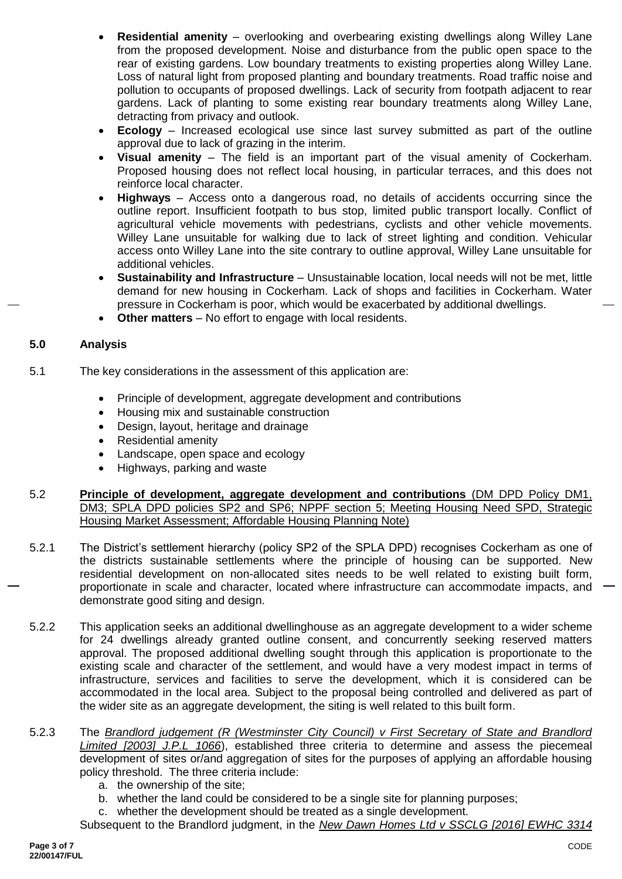- **Residential amenity** – overlooking and overbearing existing dwellings along Willey Lane from the proposed development. Noise and disturbance from the public open space to the rear of existing gardens. Low boundary treatments to existing properties along Willey Lane. Loss of natural light from proposed planting and boundary treatments. Road traffic noise and pollution to occupants of proposed dwellings. Lack of security from footpath adjacent to rear gardens. Lack of planting to some existing rear boundary treatments along Willey Lane, detracting from privacy and outlook.
- **Ecology** – Increased ecological use since last survey submitted as part of the outline approval due to lack of grazing in the interim.
- **Visual amenity** – The field is an important part of the visual amenity of Cockerham. Proposed housing does not reflect local housing, in particular terraces, and this does not reinforce local character.
- **Highways** – Access onto a dangerous road, no details of accidents occurring since the outline report. Insufficient footpath to bus stop, limited public transport locally. Conflict of agricultural vehicle movements with pedestrians, cyclists and other vehicle movements. Willey Lane unsuitable for walking due to lack of street lighting and condition. Vehicular access onto Willey Lane into the site contrary to outline approval, Willey Lane unsuitable for additional vehicles.
- **Sustainability and Infrastructure** – Unsustainable location, local needs will not be met, little demand for new housing in Cockerham. Lack of shops and facilities in Cockerham. Water pressure in Cockerham is poor, which would be exacerbated by additional dwellings.
- **Other matters** – No effort to engage with local residents.

## 5.0 Analysis

5.1 The key considerations in the assessment of this application are:

- Principle of development, aggregate development and contributions
- Housing mix and sustainable construction
- Design, layout, heritage and drainage
- Residential amenity
- Landscape, open space and ecology
- Highways, parking and waste

5.2 **Principle of development, aggregate development and contributions** (DM DPD Policy DM1, DM3; SPLA DPD policies SP2 and SP6; NPPF section 5; Meeting Housing Need SPD, Strategic Housing Market Assessment; Affordable Housing Planning Note)

5.2.1 The District's settlement hierarchy (policy SP2 of the SPLA DPD) recognises Cockerham as one of the districts sustainable settlements where the principle of housing can be supported. New residential development on non-allocated sites needs to be well related to existing built form, proportionate in scale and character, located where infrastructure can accommodate impacts, and demonstrate good siting and design.

5.2.2 This application seeks an additional dwellinghouse as an aggregate development to a wider scheme for 24 dwellings already granted outline consent, and concurrently seeking reserved matters approval. The proposed additional dwelling sought through this application is proportionate to the existing scale and character of the settlement, and would have a very modest impact in terms of infrastructure, services and facilities to serve the development, which it is considered can be accommodated in the local area. Subject to the proposal being controlled and delivered as part of the wider site as an aggregate development, the siting is well related to this built form.

5.2.3 The *Brandlord judgement (R (Westminster City Council) v First Secretary of State and Brandlord Limited [2003] J.P.L 1066*), established three criteria to determine and assess the piecemeal development of sites or/and aggregation of sites for the purposes of applying an affordable housing policy threshold. The three criteria include:

a. the ownership of the site;
b. whether the land could be considered to be a single site for planning purposes;
c. whether the development should be treated as a single development.

Subsequent to the Brandlord judgment, in the *New Dawn Homes Ltd v SSCLG [2016] EWHC 3314*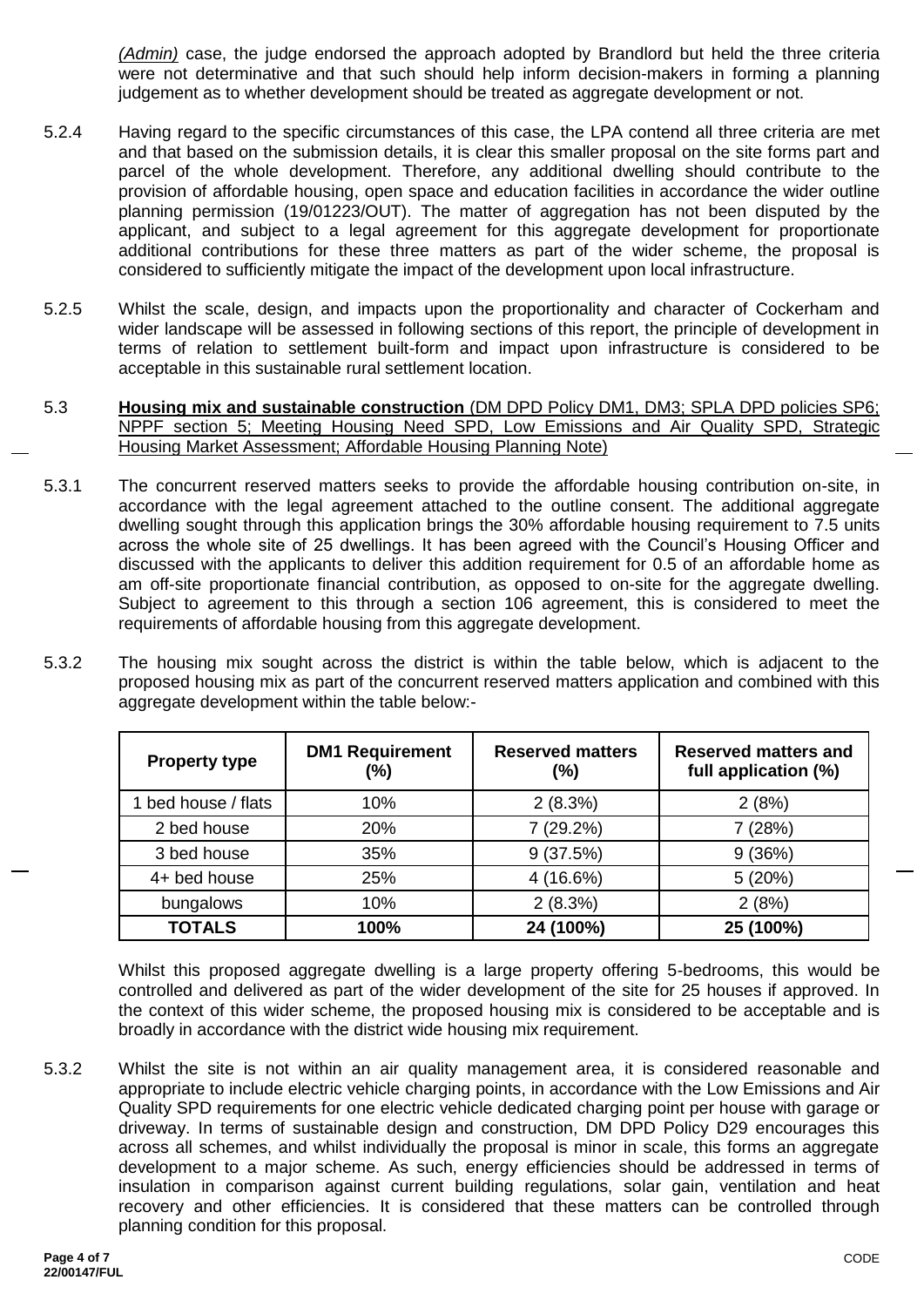*(Admin)* case, the judge endorsed the approach adopted by Brandlord but held the three criteria were not determinative and that such should help inform decision-makers in forming a planning judgement as to whether development should be treated as aggregate development or not.

5.2.4 Having regard to the specific circumstances of this case, the LPA contend all three criteria are met and that based on the submission details, it is clear this smaller proposal on the site forms part and parcel of the whole development. Therefore, any additional dwelling should contribute to the provision of affordable housing, open space and education facilities in accordance the wider outline planning permission (19/01223/OUT). The matter of aggregation has not been disputed by the applicant, and subject to a legal agreement for this aggregate development for proportionate additional contributions for these three matters as part of the wider scheme, the proposal is considered to sufficiently mitigate the impact of the development upon local infrastructure.

5.2.5 Whilst the scale, design, and impacts upon the proportionality and character of Cockerham and wider landscape will be assessed in following sections of this report, the principle of development in terms of relation to settlement built-form and impact upon infrastructure is considered to be acceptable in this sustainable rural settlement location.

5.3 **Housing mix and sustainable construction** (DM DPD Policy DM1, DM3; SPLA DPD policies SP6; NPPF section 5; Meeting Housing Need SPD, Low Emissions and Air Quality SPD, Strategic Housing Market Assessment; Affordable Housing Planning Note)

5.3.1 The concurrent reserved matters seeks to provide the affordable housing contribution on-site, in accordance with the legal agreement attached to the outline consent. The additional aggregate dwelling sought through this application brings the 30% affordable housing requirement to 7.5 units across the whole site of 25 dwellings. It has been agreed with the Council's Housing Officer and discussed with the applicants to deliver this addition requirement for 0.5 of an affordable home as am off-site proportionate financial contribution, as opposed to on-site for the aggregate dwelling. Subject to agreement to this through a section 106 agreement, this is considered to meet the requirements of affordable housing from this aggregate development.

5.3.2 The housing mix sought across the district is within the table below, which is adjacent to the proposed housing mix as part of the concurrent reserved matters application and combined with this aggregate development within the table below:-

| Property type | DM1 Requirement (%) | Reserved matters (%) | Reserved matters and full application (%) |
|---|---|---|---|
| 1 bed house / flats | 10% | 2 (8.3%) | 2 (8%) |
| 2 bed house | 20% | 7 (29.2%) | 7 (28%) |
| 3 bed house | 35% | 9 (37.5%) | 9 (36%) |
| 4+ bed house | 25% | 4 (16.6%) | 5 (20%) |
| bungalows | 10% | 2 (8.3%) | 2 (8%) |
| **TOTALS** | **100%** | **24 (100%)** | **25 (100%)** |

Whilst this proposed aggregate dwelling is a large property offering 5-bedrooms, this would be controlled and delivered as part of the wider development of the site for 25 houses if approved. In the context of this wider scheme, the proposed housing mix is considered to be acceptable and is broadly in accordance with the district wide housing mix requirement.

5.3.2 Whilst the site is not within an air quality management area, it is considered reasonable and appropriate to include electric vehicle charging points, in accordance with the Low Emissions and Air Quality SPD requirements for one electric vehicle dedicated charging point per house with garage or driveway. In terms of sustainable design and construction, DM DPD Policy D29 encourages this across all schemes, and whilst individually the proposal is minor in scale, this forms an aggregate development to a major scheme. As such, energy efficiencies should be addressed in terms of insulation in comparison against current building regulations, solar gain, ventilation and heat recovery and other efficiencies. It is considered that these matters can be controlled through planning condition for this proposal.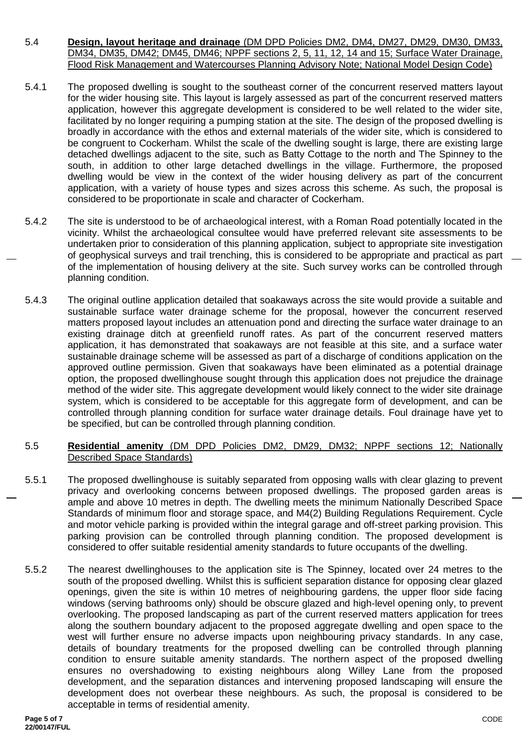5.4 **Design, layout heritage and drainage** (DM DPD Policies DM2, DM4, DM27, DM29, DM30, DM33, DM34, DM35, DM42; DM45, DM46; NPPF sections 2, 5, 11, 12, 14 and 15; Surface Water Drainage, Flood Risk Management and Watercourses Planning Advisory Note; National Model Design Code)

5.4.1 The proposed dwelling is sought to the southeast corner of the concurrent reserved matters layout for the wider housing site. This layout is largely assessed as part of the concurrent reserved matters application, however this aggregate development is considered to be well related to the wider site, facilitated by no longer requiring a pumping station at the site. The design of the proposed dwelling is broadly in accordance with the ethos and external materials of the wider site, which is considered to be congruent to Cockerham. Whilst the scale of the dwelling sought is large, there are existing large detached dwellings adjacent to the site, such as Batty Cottage to the north and The Spinney to the south, in addition to other large detached dwellings in the village. Furthermore, the proposed dwelling would be view in the context of the wider housing delivery as part of the concurrent application, with a variety of house types and sizes across this scheme. As such, the proposal is considered to be proportionate in scale and character of Cockerham.

5.4.2 The site is understood to be of archaeological interest, with a Roman Road potentially located in the vicinity. Whilst the archaeological consultee would have preferred relevant site assessments to be undertaken prior to consideration of this planning application, subject to appropriate site investigation of geophysical surveys and trail trenching, this is considered to be appropriate and practical as part of the implementation of housing delivery at the site. Such survey works can be controlled through planning condition.

5.4.3 The original outline application detailed that soakaways across the site would provide a suitable and sustainable surface water drainage scheme for the proposal, however the concurrent reserved matters proposed layout includes an attenuation pond and directing the surface water drainage to an existing drainage ditch at greenfield runoff rates. As part of the concurrent reserved matters application, it has demonstrated that soakaways are not feasible at this site, and a surface water sustainable drainage scheme will be assessed as part of a discharge of conditions application on the approved outline permission. Given that soakaways have been eliminated as a potential drainage option, the proposed dwellinghouse sought through this application does not prejudice the drainage method of the wider site. This aggregate development would likely connect to the wider site drainage system, which is considered to be acceptable for this aggregate form of development, and can be controlled through planning condition for surface water drainage details. Foul drainage have yet to be specified, but can be controlled through planning condition.

5.5 **Residential amenity** (DM DPD Policies DM2, DM29, DM32; NPPF sections 12; Nationally Described Space Standards)

5.5.1 The proposed dwellinghouse is suitably separated from opposing walls with clear glazing to prevent privacy and overlooking concerns between proposed dwellings. The proposed garden areas is ample and above 10 metres in depth. The dwelling meets the minimum Nationally Described Space Standards of minimum floor and storage space, and M4(2) Building Regulations Requirement. Cycle and motor vehicle parking is provided within the integral garage and off-street parking provision. This parking provision can be controlled through planning condition. The proposed development is considered to offer suitable residential amenity standards to future occupants of the dwelling.

5.5.2 The nearest dwellinghouses to the application site is The Spinney, located over 24 metres to the south of the proposed dwelling. Whilst this is sufficient separation distance for opposing clear glazed openings, given the site is within 10 metres of neighbouring gardens, the upper floor side facing windows (serving bathrooms only) should be obscure glazed and high-level opening only, to prevent overlooking. The proposed landscaping as part of the current reserved matters application for trees along the southern boundary adjacent to the proposed aggregate dwelling and open space to the west will further ensure no adverse impacts upon neighbouring privacy standards. In any case, details of boundary treatments for the proposed dwelling can be controlled through planning condition to ensure suitable amenity standards. The northern aspect of the proposed dwelling ensures no overshadowing to existing neighbours along Willey Lane from the proposed development, and the separation distances and intervening proposed landscaping will ensure the development does not overbear these neighbours. As such, the proposal is considered to be acceptable in terms of residential amenity.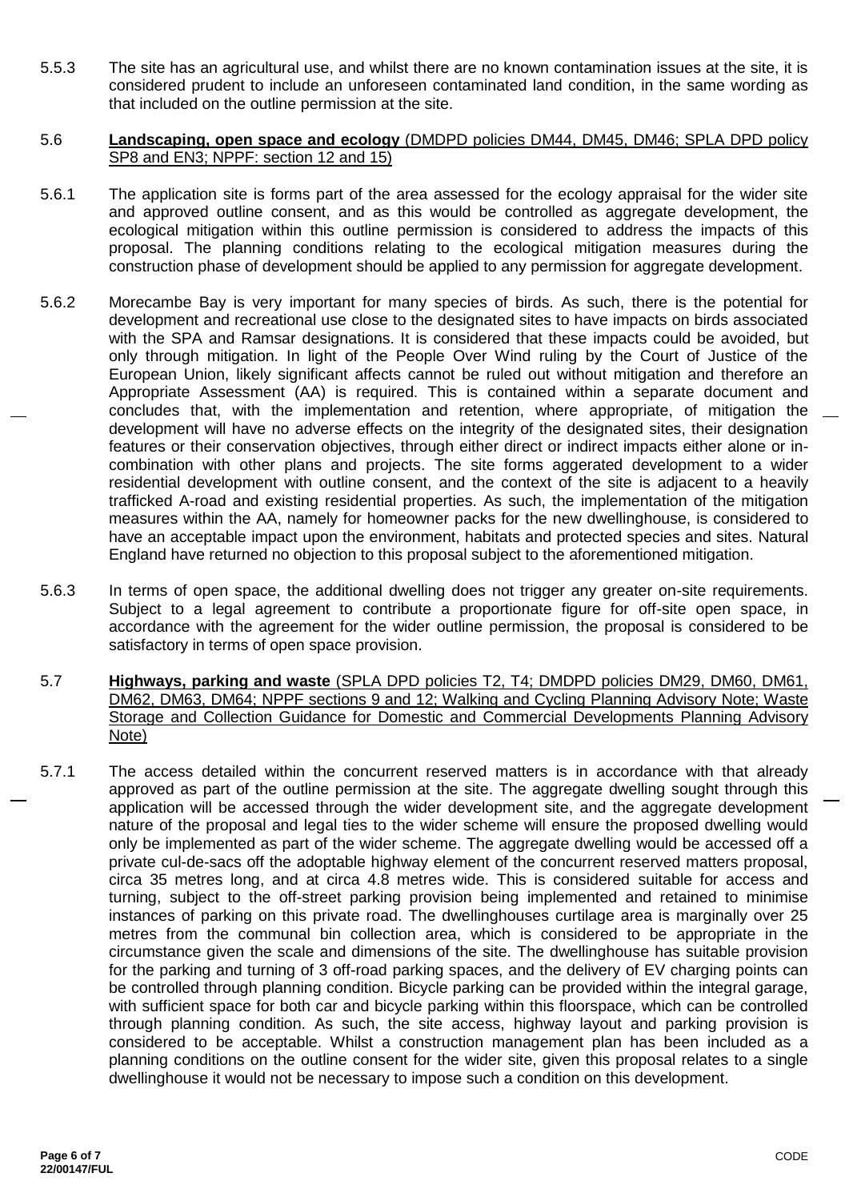5.5.3 The site has an agricultural use, and whilst there are no known contamination issues at the site, it is considered prudent to include an unforeseen contaminated land condition, in the same wording as that included on the outline permission at the site.

5.6 **Landscaping, open space and ecology** (DMDPD policies DM44, DM45, DM46; SPLA DPD policy SP8 and EN3; NPPF: section 12 and 15)

5.6.1 The application site is forms part of the area assessed for the ecology appraisal for the wider site and approved outline consent, and as this would be controlled as aggregate development, the ecological mitigation within this outline permission is considered to address the impacts of this proposal. The planning conditions relating to the ecological mitigation measures during the construction phase of development should be applied to any permission for aggregate development.

5.6.2 Morecambe Bay is very important for many species of birds. As such, there is the potential for development and recreational use close to the designated sites to have impacts on birds associated with the SPA and Ramsar designations. It is considered that these impacts could be avoided, but only through mitigation. In light of the People Over Wind ruling by the Court of Justice of the European Union, likely significant affects cannot be ruled out without mitigation and therefore an Appropriate Assessment (AA) is required. This is contained within a separate document and concludes that, with the implementation and retention, where appropriate, of mitigation the development will have no adverse effects on the integrity of the designated sites, their designation features or their conservation objectives, through either direct or indirect impacts either alone or in-combination with other plans and projects. The site forms aggerated development to a wider residential development with outline consent, and the context of the site is adjacent to a heavily trafficked A-road and existing residential properties. As such, the implementation of the mitigation measures within the AA, namely for homeowner packs for the new dwellinghouse, is considered to have an acceptable impact upon the environment, habitats and protected species and sites. Natural England have returned no objection to this proposal subject to the aforementioned mitigation.

5.6.3 In terms of open space, the additional dwelling does not trigger any greater on-site requirements. Subject to a legal agreement to contribute a proportionate figure for off-site open space, in accordance with the agreement for the wider outline permission, the proposal is considered to be satisfactory in terms of open space provision.

5.7 **Highways, parking and waste** (SPLA DPD policies T2, T4; DMDPD policies DM29, DM60, DM61, DM62, DM63, DM64; NPPF sections 9 and 12; Walking and Cycling Planning Advisory Note; Waste Storage and Collection Guidance for Domestic and Commercial Developments Planning Advisory Note)

5.7.1 The access detailed within the concurrent reserved matters is in accordance with that already approved as part of the outline permission at the site. The aggregate dwelling sought through this application will be accessed through the wider development site, and the aggregate development nature of the proposal and legal ties to the wider scheme will ensure the proposed dwelling would only be implemented as part of the wider scheme. The aggregate dwelling would be accessed off a private cul-de-sacs off the adoptable highway element of the concurrent reserved matters proposal, circa 35 metres long, and at circa 4.8 metres wide. This is considered suitable for access and turning, subject to the off-street parking provision being implemented and retained to minimise instances of parking on this private road. The dwellinghouses curtilage area is marginally over 25 metres from the communal bin collection area, which is considered to be appropriate in the circumstance given the scale and dimensions of the site. The dwellinghouse has suitable provision for the parking and turning of 3 off-road parking spaces, and the delivery of EV charging points can be controlled through planning condition. Bicycle parking can be provided within the integral garage, with sufficient space for both car and bicycle parking within this floorspace, which can be controlled through planning condition. As such, the site access, highway layout and parking provision is considered to be acceptable. Whilst a construction management plan has been included as a planning conditions on the outline consent for the wider site, given this proposal relates to a single dwellinghouse it would not be necessary to impose such a condition on this development.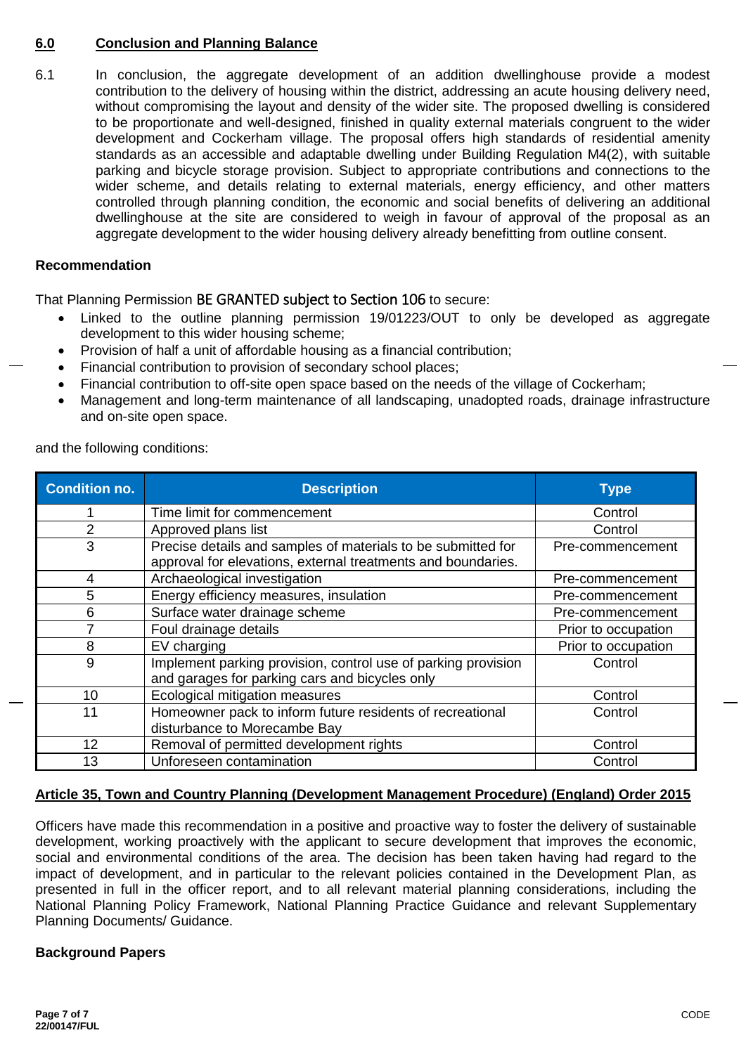## 6.0 Conclusion and Planning Balance

6.1 In conclusion, the aggregate development of an addition dwellinghouse provide a modest contribution to the delivery of housing within the district, addressing an acute housing delivery need, without compromising the layout and density of the wider site. The proposed dwelling is considered to be proportionate and well-designed, finished in quality external materials congruent to the wider development and Cockerham village. The proposal offers high standards of residential amenity standards as an accessible and adaptable dwelling under Building Regulation M4(2), with suitable parking and bicycle storage provision. Subject to appropriate contributions and connections to the wider scheme, and details relating to external materials, energy efficiency, and other matters controlled through planning condition, the economic and social benefits of delivering an additional dwellinghouse at the site are considered to weigh in favour of approval of the proposal as an aggregate development to the wider housing delivery already benefitting from outline consent.

**Recommendation**

That Planning Permission BE GRANTED subject to Section 106 to secure:

- Linked to the outline planning permission 19/01223/OUT to only be developed as aggregate development to this wider housing scheme;
- Provision of half a unit of affordable housing as a financial contribution;
- Financial contribution to provision of secondary school places;
- Financial contribution to off-site open space based on the needs of the village of Cockerham;
- Management and long-term maintenance of all landscaping, unadopted roads, drainage infrastructure and on-site open space.

and the following conditions:

| Condition no. | Description | Type |
|---|---|---|
| 1 | Time limit for commencement | Control |
| 2 | Approved plans list | Control |
| 3 | Precise details and samples of materials to be submitted for approval for elevations, external treatments and boundaries. | Pre-commencement |
| 4 | Archaeological investigation | Pre-commencement |
| 5 | Energy efficiency measures, insulation | Pre-commencement |
| 6 | Surface water drainage scheme | Pre-commencement |
| 7 | Foul drainage details | Prior to occupation |
| 8 | EV charging | Prior to occupation |
| 9 | Implement parking provision, control use of parking provision and garages for parking cars and bicycles only | Control |
| 10 | Ecological mitigation measures | Control |
| 11 | Homeowner pack to inform future residents of recreational disturbance to Morecambe Bay | Control |
| 12 | Removal of permitted development rights | Control |
| 13 | Unforeseen contamination | Control |

**Article 35, Town and Country Planning (Development Management Procedure) (England) Order 2015**

Officers have made this recommendation in a positive and proactive way to foster the delivery of sustainable development, working proactively with the applicant to secure development that improves the economic, social and environmental conditions of the area. The decision has been taken having had regard to the impact of development, and in particular to the relevant policies contained in the Development Plan, as presented in full in the officer report, and to all relevant material planning considerations, including the National Planning Policy Framework, National Planning Practice Guidance and relevant Supplementary Planning Documents/ Guidance.

**Background Papers**